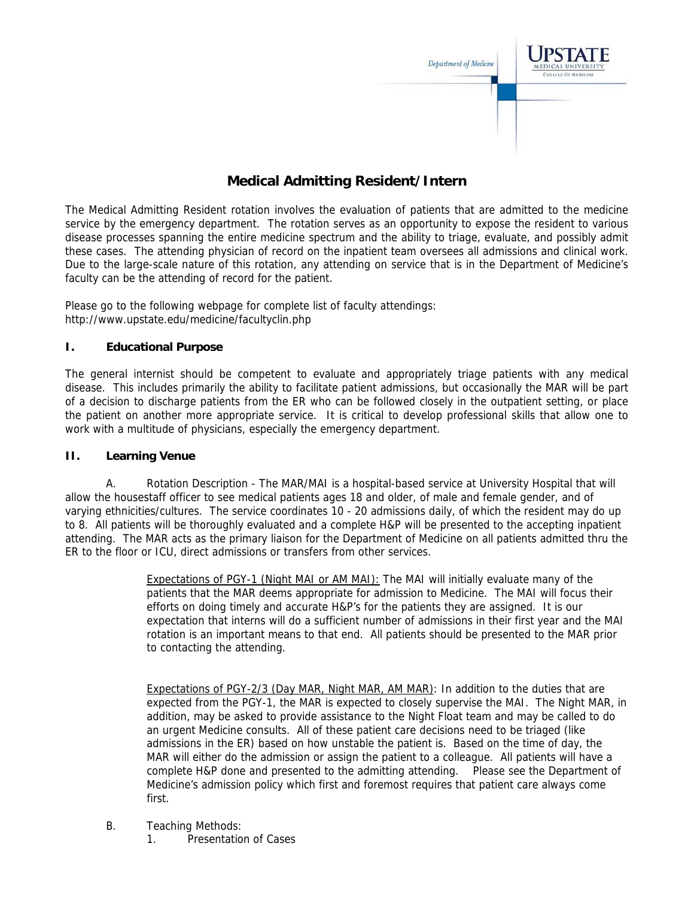# Medical Admitting Resident/Intern

The Medical Admitting Resident rotation involves the evaluation of patients that are admitted to the medicine service by the emergency department. The rotation serves as an opportunity to expose the resident to various disease processes spanning the entire medicine spectrum and the ability to triage, evaluate, and possibly admit these cases. The attending physician of record on the inpatient team oversees all admissions and clinical work. Due to the large-scale nature of this rotation, any attending on service that is in the Department of Medicine's faculty can be the attending of record for the patient.

Please go to the following webpage for complete list of faculty attendings:
http://www.upstate.edu/medicine/facultyclin.php

## I. Educational Purpose

The general internist should be competent to evaluate and appropriately triage patients with any medical disease. This includes primarily the ability to facilitate patient admissions, but occasionally the MAR will be part of a decision to discharge patients from the ER who can be followed closely in the outpatient setting, or place the patient on another more appropriate service. It is critical to develop professional skills that allow one to work with a multitude of physicians, especially the emergency department.

## II. Learning Venue

A. Rotation Description - The MAR/MAI is a hospital-based service at University Hospital that will allow the housestaff officer to see medical patients ages 18 and older, of male and female gender, and of varying ethnicities/cultures. The service coordinates 10 - 20 admissions daily, of which the resident may do up to 8. All patients will be thoroughly evaluated and a complete H&P will be presented to the accepting inpatient attending. The MAR acts as the primary liaison for the Department of Medicine on all patients admitted thru the ER to the floor or ICU, direct admissions or transfers from other services.

> Expectations of PGY-1 (Night MAI or AM MAI): The MAI will initially evaluate many of the patients that the MAR deems appropriate for admission to Medicine. The MAI will focus their efforts on doing timely and accurate H&P's for the patients they are assigned. It is our expectation that interns will do a sufficient number of admissions in their first year and the MAI rotation is an important means to that end. All patients should be presented to the MAR prior to contacting the attending.
>
> Expectations of PGY-2/3 (Day MAR, Night MAR, AM MAR): In addition to the duties that are expected from the PGY-1, the MAR is expected to closely supervise the MAI. The Night MAR, in addition, may be asked to provide assistance to the Night Float team and may be called to do an urgent Medicine consults. All of these patient care decisions need to be triaged (like admissions in the ER) based on how unstable the patient is. Based on the time of day, the MAR will either do the admission or assign the patient to a colleague. All patients will have a complete H&P done and presented to the admitting attending. Please see the Department of Medicine's admission policy which first and foremost requires that patient care always come first.

B. Teaching Methods:

1. Presentation of Cases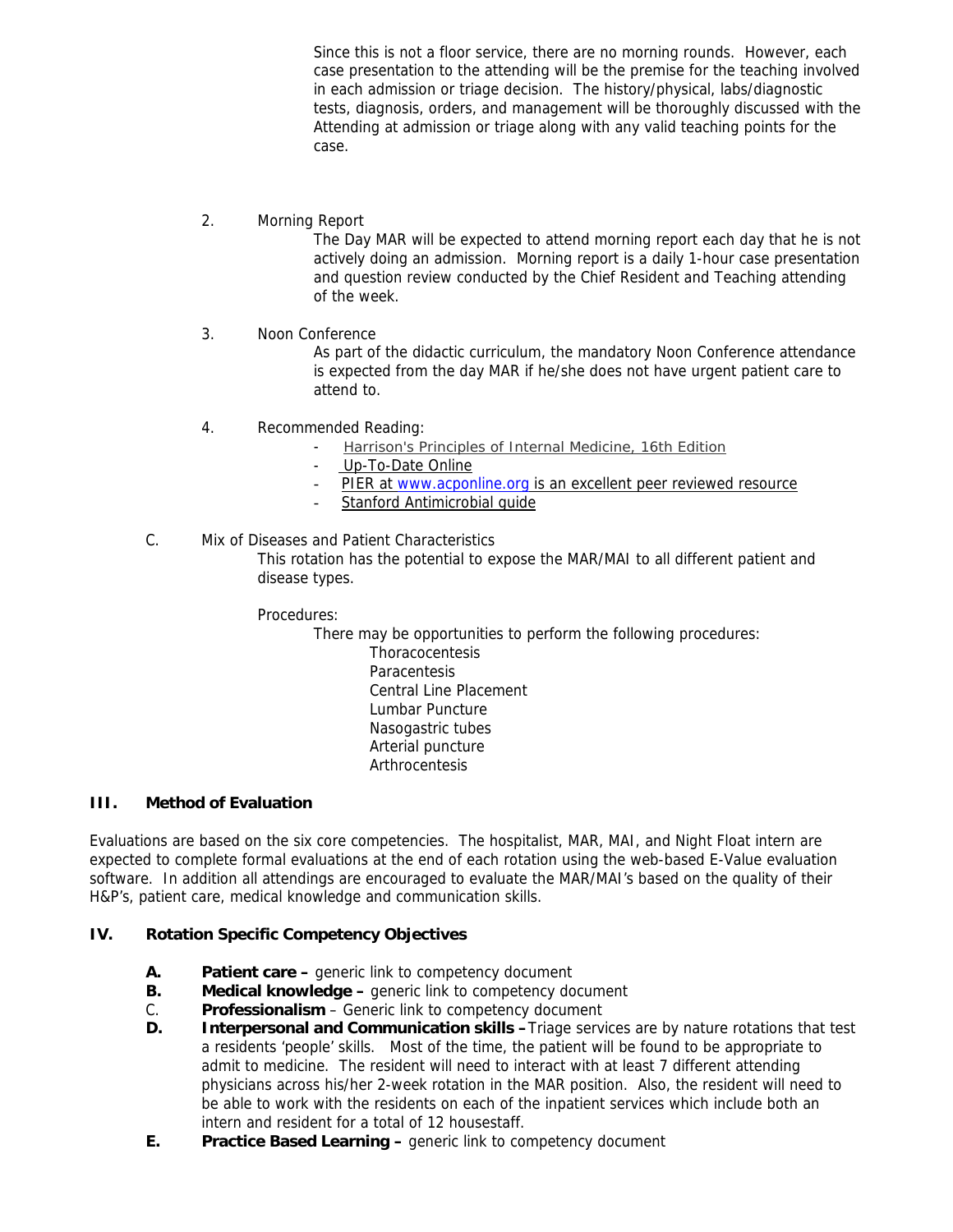Since this is not a floor service, there are no morning rounds. However, each case presentation to the attending will be the premise for the teaching involved in each admission or triage decision. The history/physical, labs/diagnostic tests, diagnosis, orders, and management will be thoroughly discussed with the Attending at admission or triage along with any valid teaching points for the case.

2. Morning Report

   The Day MAR will be expected to attend morning report each day that he is not actively doing an admission. Morning report is a daily 1-hour case presentation and question review conducted by the Chief Resident and Teaching attending of the week.

3. Noon Conference

   As part of the didactic curriculum, the mandatory Noon Conference attendance is expected from the day MAR if he/she does not have urgent patient care to attend to.

4. Recommended Reading:
   - Harrison's Principles of Internal Medicine, 16th Edition
   - Up-To-Date Online
   - PIER at www.acponline.org is an excellent peer reviewed resource
   - Stanford Antimicrobial guide

C. Mix of Diseases and Patient Characteristics

   This rotation has the potential to expose the MAR/MAI to all different patient and disease types.

   Procedures:

   There may be opportunities to perform the following procedures:

   - Thoracocentesis
   - Paracentesis
   - Central Line Placement
   - Lumbar Puncture
   - Nasogastric tubes
   - Arterial puncture
   - Arthrocentesis

## III. Method of Evaluation

Evaluations are based on the six core competencies. The hospitalist, MAR, MAI, and Night Float intern are expected to complete formal evaluations at the end of each rotation using the web-based E-Value evaluation software. In addition all attendings are encouraged to evaluate the MAR/MAI's based on the quality of their H&P's, patient care, medical knowledge and communication skills.

## IV. Rotation Specific Competency Objectives

**A. Patient care –** generic link to competency document

**B. Medical knowledge –** generic link to competency document

C. **Professionalism** – Generic link to competency document

**D. Interpersonal and Communication skills –** Triage services are by nature rotations that test a residents 'people' skills. Most of the time, the patient will be found to be appropriate to admit to medicine. The resident will need to interact with at least 7 different attending physicians across his/her 2-week rotation in the MAR position. Also, the resident will need to be able to work with the residents on each of the inpatient services which include both an intern and resident for a total of 12 housestaff.

**E. Practice Based Learning –** generic link to competency document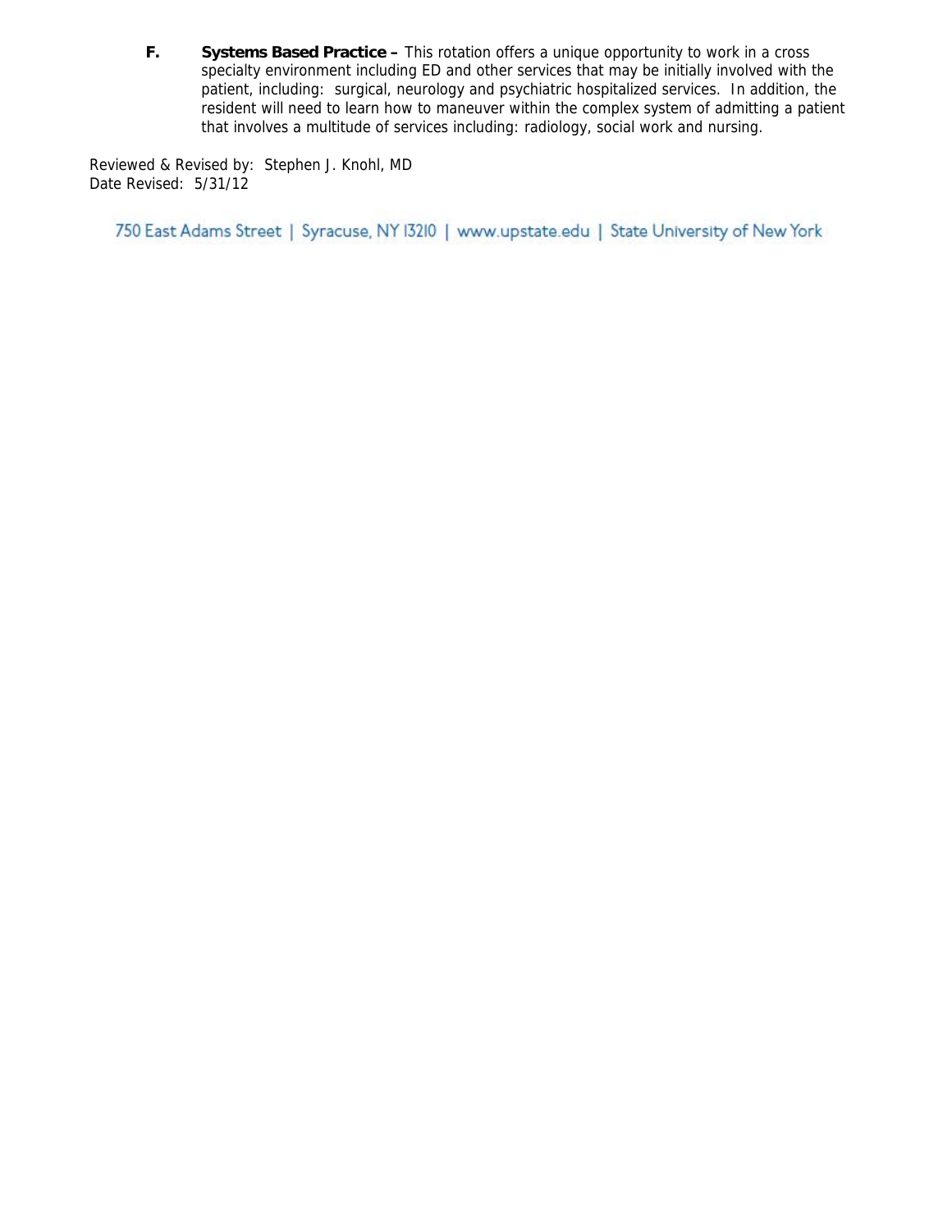**F. Systems Based Practice –** This rotation offers a unique opportunity to work in a cross specialty environment including ED and other services that may be initially involved with the patient, including: surgical, neurology and psychiatric hospitalized services. In addition, the resident will need to learn how to maneuver within the complex system of admitting a patient that involves a multitude of services including: radiology, social work and nursing.

Reviewed & Revised by: Stephen J. Knohl, MD
Date Revised: 5/31/12